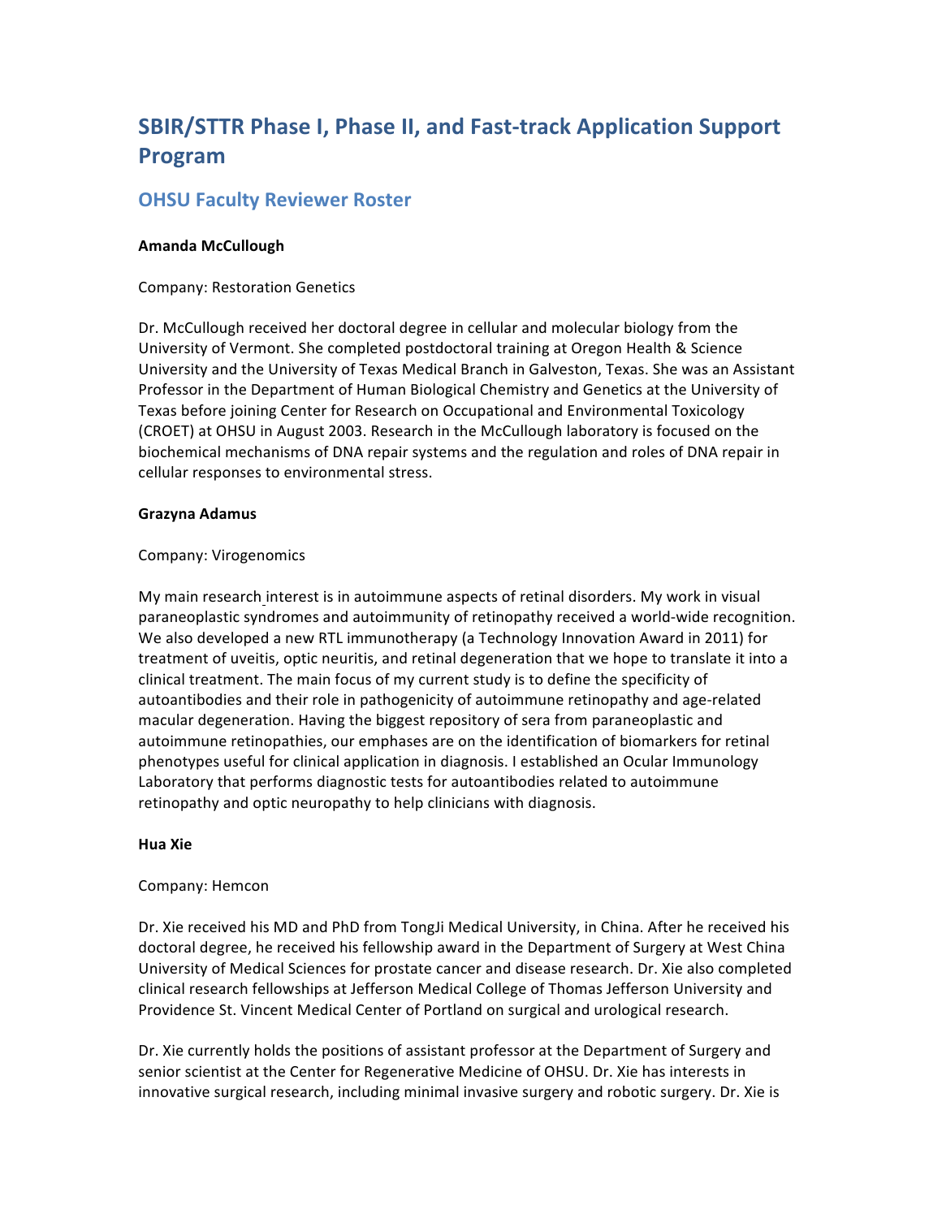# SBIR/STTR Phase I, Phase II, and Fast-track Application Support Program

## OHSU Faculty Reviewer Roster

**Amanda McCullough**

Company: Restoration Genetics

Dr. McCullough received her doctoral degree in cellular and molecular biology from the University of Vermont. She completed postdoctoral training at Oregon Health & Science University and the University of Texas Medical Branch in Galveston, Texas. She was an Assistant Professor in the Department of Human Biological Chemistry and Genetics at the University of Texas before joining Center for Research on Occupational and Environmental Toxicology (CROET) at OHSU in August 2003. Research in the McCullough laboratory is focused on the biochemical mechanisms of DNA repair systems and the regulation and roles of DNA repair in cellular responses to environmental stress.

**Grazyna Adamus**

Company: Virogenomics

My main research interest is in autoimmune aspects of retinal disorders. My work in visual paraneoplastic syndromes and autoimmunity of retinopathy received a world-wide recognition. We also developed a new RTL immunotherapy (a Technology Innovation Award in 2011) for treatment of uveitis, optic neuritis, and retinal degeneration that we hope to translate it into a clinical treatment. The main focus of my current study is to define the specificity of autoantibodies and their role in pathogenicity of autoimmune retinopathy and age-related macular degeneration. Having the biggest repository of sera from paraneoplastic and autoimmune retinopathies, our emphases are on the identification of biomarkers for retinal phenotypes useful for clinical application in diagnosis. I established an Ocular Immunology Laboratory that performs diagnostic tests for autoantibodies related to autoimmune retinopathy and optic neuropathy to help clinicians with diagnosis.

**Hua Xie**

Company: Hemcon

Dr. Xie received his MD and PhD from TongJi Medical University, in China. After he received his doctoral degree, he received his fellowship award in the Department of Surgery at West China University of Medical Sciences for prostate cancer and disease research. Dr. Xie also completed clinical research fellowships at Jefferson Medical College of Thomas Jefferson University and Providence St. Vincent Medical Center of Portland on surgical and urological research.

Dr. Xie currently holds the positions of assistant professor at the Department of Surgery and senior scientist at the Center for Regenerative Medicine of OHSU. Dr. Xie has interests in innovative surgical research, including minimal invasive surgery and robotic surgery. Dr. Xie is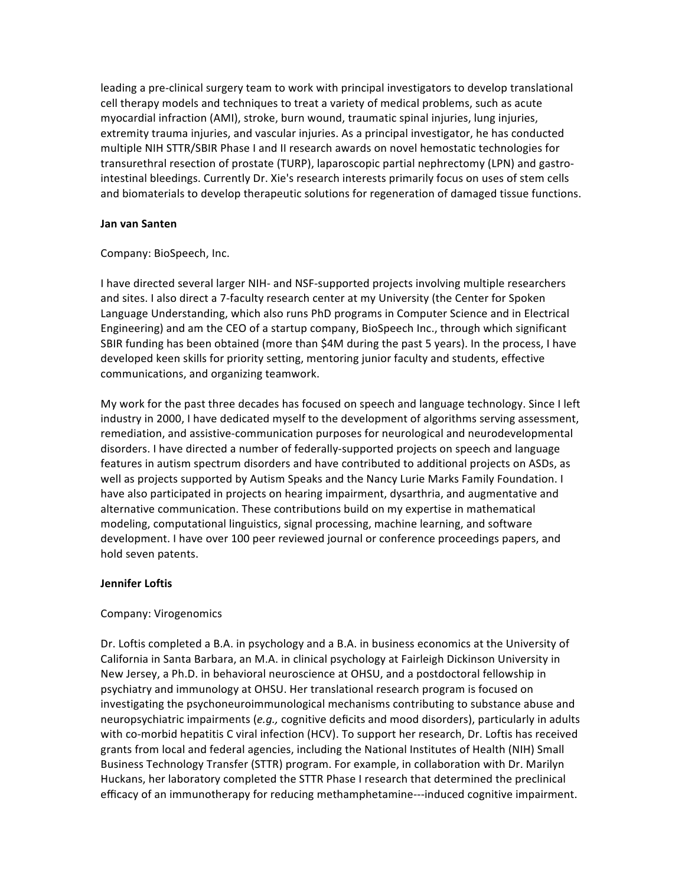leading a pre-clinical surgery team to work with principal investigators to develop translational cell therapy models and techniques to treat a variety of medical problems, such as acute myocardial infraction (AMI), stroke, burn wound, traumatic spinal injuries, lung injuries, extremity trauma injuries, and vascular injuries. As a principal investigator, he has conducted multiple NIH STTR/SBIR Phase I and II research awards on novel hemostatic technologies for transurethral resection of prostate (TURP), laparoscopic partial nephrectomy (LPN) and gastro-intestinal bleedings. Currently Dr. Xie's research interests primarily focus on uses of stem cells and biomaterials to develop therapeutic solutions for regeneration of damaged tissue functions.

**Jan van Santen**

Company: BioSpeech, Inc.

I have directed several larger NIH- and NSF-supported projects involving multiple researchers and sites. I also direct a 7-faculty research center at my University (the Center for Spoken Language Understanding, which also runs PhD programs in Computer Science and in Electrical Engineering) and am the CEO of a startup company, BioSpeech Inc., through which significant SBIR funding has been obtained (more than $4M during the past 5 years). In the process, I have developed keen skills for priority setting, mentoring junior faculty and students, effective communications, and organizing teamwork.

My work for the past three decades has focused on speech and language technology. Since I left industry in 2000, I have dedicated myself to the development of algorithms serving assessment, remediation, and assistive-communication purposes for neurological and neurodevelopmental disorders. I have directed a number of federally-supported projects on speech and language features in autism spectrum disorders and have contributed to additional projects on ASDs, as well as projects supported by Autism Speaks and the Nancy Lurie Marks Family Foundation. I have also participated in projects on hearing impairment, dysarthria, and augmentative and alternative communication. These contributions build on my expertise in mathematical modeling, computational linguistics, signal processing, machine learning, and software development. I have over 100 peer reviewed journal or conference proceedings papers, and hold seven patents.

**Jennifer Loftis**

Company: Virogenomics

Dr. Loftis completed a B.A. in psychology and a B.A. in business economics at the University of California in Santa Barbara, an M.A. in clinical psychology at Fairleigh Dickinson University in New Jersey, a Ph.D. in behavioral neuroscience at OHSU, and a postdoctoral fellowship in psychiatry and immunology at OHSU. Her translational research program is focused on investigating the psychoneuroimmunological mechanisms contributing to substance abuse and neuropsychiatric impairments (*e.g.,* cognitive deficits and mood disorders), particularly in adults with co-morbid hepatitis C viral infection (HCV). To support her research, Dr. Loftis has received grants from local and federal agencies, including the National Institutes of Health (NIH) Small Business Technology Transfer (STTR) program. For example, in collaboration with Dr. Marilyn Huckans, her laboratory completed the STTR Phase I research that determined the preclinical efficacy of an immunotherapy for reducing methamphetamine---induced cognitive impairment.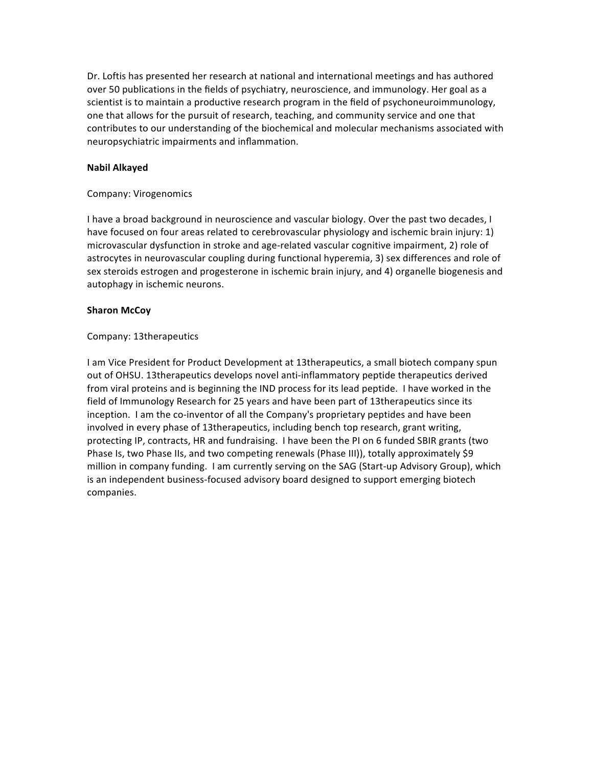Dr. Loftis has presented her research at national and international meetings and has authored over 50 publications in the fields of psychiatry, neuroscience, and immunology. Her goal as a scientist is to maintain a productive research program in the field of psychoneuroimmunology, one that allows for the pursuit of research, teaching, and community service and one that contributes to our understanding of the biochemical and molecular mechanisms associated with neuropsychiatric impairments and inflammation.

**Nabil Alkayed**

Company: Virogenomics

I have a broad background in neuroscience and vascular biology. Over the past two decades, I have focused on four areas related to cerebrovascular physiology and ischemic brain injury: 1) microvascular dysfunction in stroke and age-related vascular cognitive impairment, 2) role of astrocytes in neurovascular coupling during functional hyperemia, 3) sex differences and role of sex steroids estrogen and progesterone in ischemic brain injury, and 4) organelle biogenesis and autophagy in ischemic neurons.

**Sharon McCoy**

Company: 13therapeutics

I am Vice President for Product Development at 13therapeutics, a small biotech company spun out of OHSU. 13therapeutics develops novel anti-inflammatory peptide therapeutics derived from viral proteins and is beginning the IND process for its lead peptide. I have worked in the field of Immunology Research for 25 years and have been part of 13therapeutics since its inception. I am the co-inventor of all the Company's proprietary peptides and have been involved in every phase of 13therapeutics, including bench top research, grant writing, protecting IP, contracts, HR and fundraising. I have been the PI on 6 funded SBIR grants (two Phase Is, two Phase IIs, and two competing renewals (Phase III)), totally approximately $9 million in company funding. I am currently serving on the SAG (Start-up Advisory Group), which is an independent business-focused advisory board designed to support emerging biotech companies.